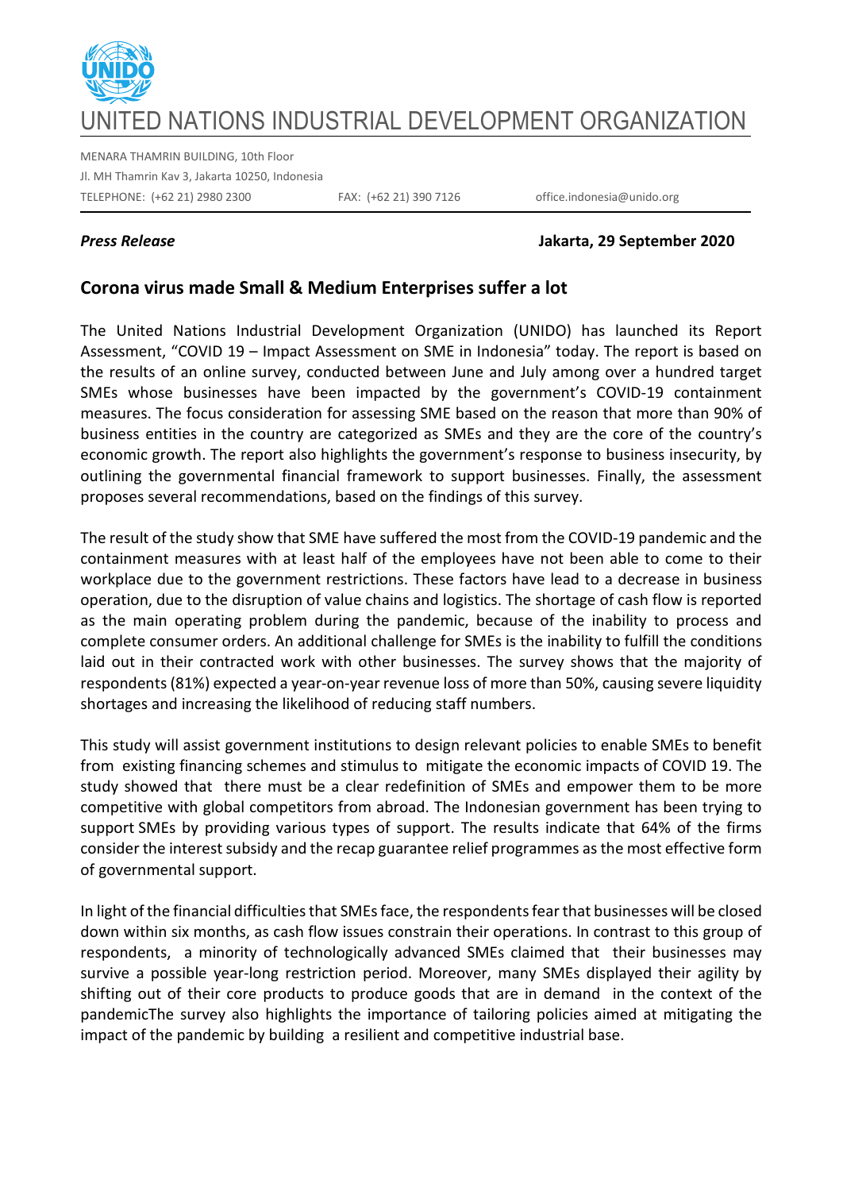# UNITED NATIONS INDUSTRIAL DEVELOPMENT ORGANIZATION

MENARA THAMRIN BUILDING, 10th Floor
Jl. MH Thamrin Kav 3, Jakarta 10250, Indonesia
TELEPHONE: (+62 21) 2980 2300 FAX: (+62 21) 390 7126 office.indonesia@unido.org

***Press Release*** **Jakarta, 29 September 2020**

## Corona virus made Small & Medium Enterprises suffer a lot

The United Nations Industrial Development Organization (UNIDO) has launched its Report Assessment, "COVID 19 – Impact Assessment on SME in Indonesia" today. The report is based on the results of an online survey, conducted between June and July among over a hundred target SMEs whose businesses have been impacted by the government's COVID-19 containment measures. The focus consideration for assessing SME based on the reason that more than 90% of business entities in the country are categorized as SMEs and they are the core of the country's economic growth. The report also highlights the government's response to business insecurity, by outlining the governmental financial framework to support businesses. Finally, the assessment proposes several recommendations, based on the findings of this survey.

The result of the study show that SME have suffered the most from the COVID-19 pandemic and the containment measures with at least half of the employees have not been able to come to their workplace due to the government restrictions. These factors have lead to a decrease in business operation, due to the disruption of value chains and logistics. The shortage of cash flow is reported as the main operating problem during the pandemic, because of the inability to process and complete consumer orders. An additional challenge for SMEs is the inability to fulfill the conditions laid out in their contracted work with other businesses. The survey shows that the majority of respondents (81%) expected a year-on-year revenue loss of more than 50%, causing severe liquidity shortages and increasing the likelihood of reducing staff numbers.

This study will assist government institutions to design relevant policies to enable SMEs to benefit from existing financing schemes and stimulus to mitigate the economic impacts of COVID 19. The study showed that there must be a clear redefinition of SMEs and empower them to be more competitive with global competitors from abroad. The Indonesian government has been trying to support SMEs by providing various types of support. The results indicate that 64% of the firms consider the interest subsidy and the recap guarantee relief programmes as the most effective form of governmental support.

In light of the financial difficulties that SMEs face, the respondents fear that businesses will be closed down within six months, as cash flow issues constrain their operations. In contrast to this group of respondents, a minority of technologically advanced SMEs claimed that their businesses may survive a possible year-long restriction period. Moreover, many SMEs displayed their agility by shifting out of their core products to produce goods that are in demand in the context of the pandemicThe survey also highlights the importance of tailoring policies aimed at mitigating the impact of the pandemic by building a resilient and competitive industrial base.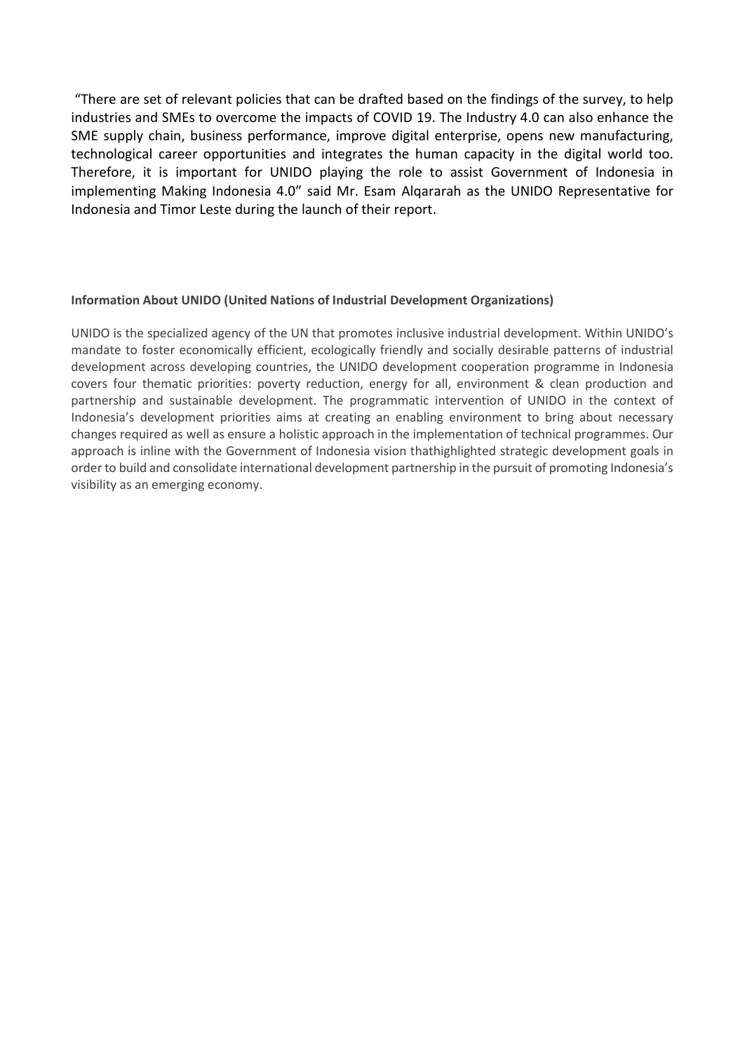"There are set of relevant policies that can be drafted based on the findings of the survey, to help industries and SMEs to overcome the impacts of COVID 19. The Industry 4.0 can also enhance the SME supply chain, business performance, improve digital enterprise, opens new manufacturing, technological career opportunities and integrates the human capacity in the digital world too. Therefore, it is important for UNIDO playing the role to assist Government of Indonesia in implementing Making Indonesia 4.0" said Mr. Esam Alqararah as the UNIDO Representative for Indonesia and Timor Leste during the launch of their report.

**Information About UNIDO (United Nations of Industrial Development Organizations)**

UNIDO is the specialized agency of the UN that promotes inclusive industrial development. Within UNIDO's mandate to foster economically efficient, ecologically friendly and socially desirable patterns of industrial development across developing countries, the UNIDO development cooperation programme in Indonesia covers four thematic priorities: poverty reduction, energy for all, environment & clean production and partnership and sustainable development. The programmatic intervention of UNIDO in the context of Indonesia's development priorities aims at creating an enabling environment to bring about necessary changes required as well as ensure a holistic approach in the implementation of technical programmes. Our approach is inline with the Government of Indonesia vision thathighlighted strategic development goals in order to build and consolidate international development partnership in the pursuit of promoting Indonesia's visibility as an emerging economy.